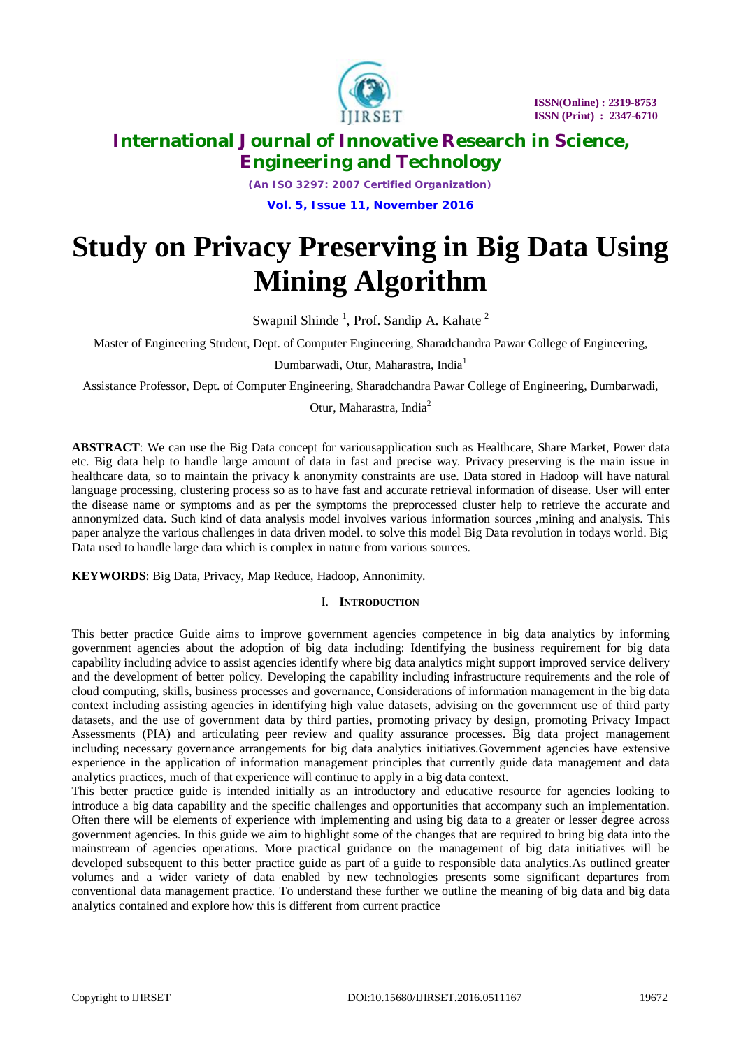# Study on Privacy Preserving in Big Data Using Mining Algorithm

Swapnil Shinde [1], Prof. Sandip A. Kahate [2]

Master of Engineering Student, Dept. of Computer Engineering, Sharadchandra Pawar College of Engineering, Dumbarwadi, Otur, Maharastra, India[1]

Assistance Professor, Dept. of Computer Engineering, Sharadchandra Pawar College of Engineering, Dumbarwadi, Otur, Maharastra, India[2]

**ABSTRACT**: We can use the Big Data concept for variousapplication such as Healthcare, Share Market, Power data etc. Big data help to handle large amount of data in fast and precise way. Privacy preserving is the main issue in healthcare data, so to maintain the privacy k anonymity constraints are use. Data stored in Hadoop will have natural language processing, clustering process so as to have fast and accurate retrieval information of disease. User will enter the disease name or symptoms and as per the symptoms the preprocessed cluster help to retrieve the accurate and annonymized data. Such kind of data analysis model involves various information sources ,mining and analysis. This paper analyze the various challenges in data driven model. to solve this model Big Data revolution in todays world. Big Data used to handle large data which is complex in nature from various sources.

**KEYWORDS**: Big Data, Privacy, Map Reduce, Hadoop, Annonimity.

## I. INTRODUCTION

This better practice Guide aims to improve government agencies competence in big data analytics by informing government agencies about the adoption of big data including: Identifying the business requirement for big data capability including advice to assist agencies identify where big data analytics might support improved service delivery and the development of better policy. Developing the capability including infrastructure requirements and the role of cloud computing, skills, business processes and governance, Considerations of information management in the big data context including assisting agencies in identifying high value datasets, advising on the government use of third party datasets, and the use of government data by third parties, promoting privacy by design, promoting Privacy Impact Assessments (PIA) and articulating peer review and quality assurance processes. Big data project management including necessary governance arrangements for big data analytics initiatives.Government agencies have extensive experience in the application of information management principles that currently guide data management and data analytics practices, much of that experience will continue to apply in a big data context.

This better practice guide is intended initially as an introductory and educative resource for agencies looking to introduce a big data capability and the specific challenges and opportunities that accompany such an implementation. Often there will be elements of experience with implementing and using big data to a greater or lesser degree across government agencies. In this guide we aim to highlight some of the changes that are required to bring big data into the mainstream of agencies operations. More practical guidance on the management of big data initiatives will be developed subsequent to this better practice guide as part of a guide to responsible data analytics.As outlined greater volumes and a wider variety of data enabled by new technologies presents some significant departures from conventional data management practice. To understand these further we outline the meaning of big data and big data analytics contained and explore how this is different from current practice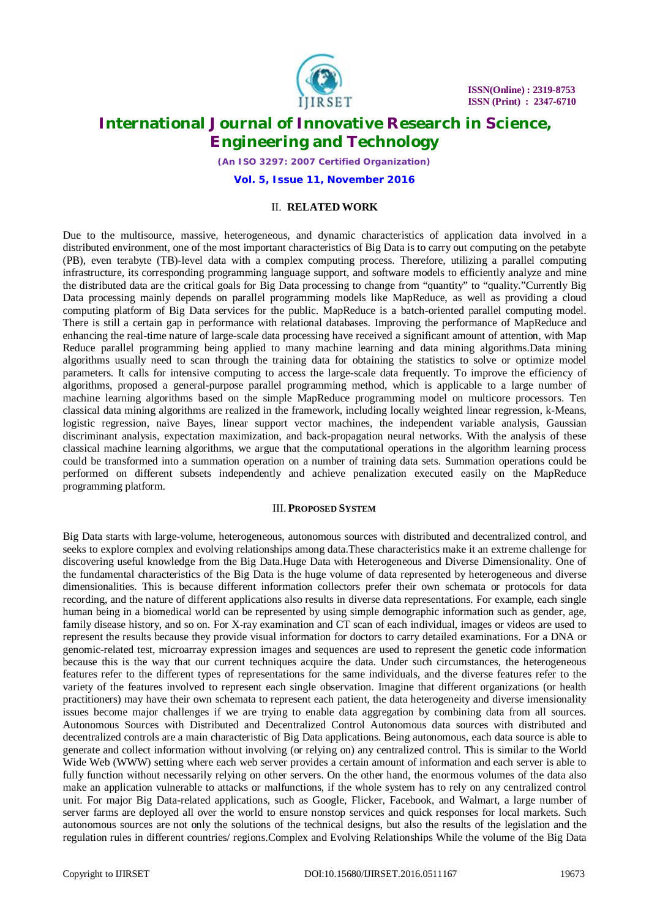## II. RELATED WORK

Due to the multisource, massive, heterogeneous, and dynamic characteristics of application data involved in a distributed environment, one of the most important characteristics of Big Data is to carry out computing on the petabyte (PB), even terabyte (TB)-level data with a complex computing process. Therefore, utilizing a parallel computing infrastructure, its corresponding programming language support, and software models to efficiently analyze and mine the distributed data are the critical goals for Big Data processing to change from "quantity" to "quality."Currently Big Data processing mainly depends on parallel programming models like MapReduce, as well as providing a cloud computing platform of Big Data services for the public. MapReduce is a batch-oriented parallel computing model. There is still a certain gap in performance with relational databases. Improving the performance of MapReduce and enhancing the real-time nature of large-scale data processing have received a significant amount of attention, with Map Reduce parallel programming being applied to many machine learning and data mining algorithms.Data mining algorithms usually need to scan through the training data for obtaining the statistics to solve or optimize model parameters. It calls for intensive computing to access the large-scale data frequently. To improve the efficiency of algorithms, proposed a general-purpose parallel programming method, which is applicable to a large number of machine learning algorithms based on the simple MapReduce programming model on multicore processors. Ten classical data mining algorithms are realized in the framework, including locally weighted linear regression, k-Means, logistic regression, naive Bayes, linear support vector machines, the independent variable analysis, Gaussian discriminant analysis, expectation maximization, and back-propagation neural networks. With the analysis of these classical machine learning algorithms, we argue that the computational operations in the algorithm learning process could be transformed into a summation operation on a number of training data sets. Summation operations could be performed on different subsets independently and achieve penalization executed easily on the MapReduce programming platform.

## III. PROPOSED SYSTEM

Big Data starts with large-volume, heterogeneous, autonomous sources with distributed and decentralized control, and seeks to explore complex and evolving relationships among data.These characteristics make it an extreme challenge for discovering useful knowledge from the Big Data.Huge Data with Heterogeneous and Diverse Dimensionality. One of the fundamental characteristics of the Big Data is the huge volume of data represented by heterogeneous and diverse dimensionalities. This is because different information collectors prefer their own schemata or protocols for data recording, and the nature of different applications also results in diverse data representations. For example, each single human being in a biomedical world can be represented by using simple demographic information such as gender, age, family disease history, and so on. For X-ray examination and CT scan of each individual, images or videos are used to represent the results because they provide visual information for doctors to carry detailed examinations. For a DNA or genomic-related test, microarray expression images and sequences are used to represent the genetic code information because this is the way that our current techniques acquire the data. Under such circumstances, the heterogeneous features refer to the different types of representations for the same individuals, and the diverse features refer to the variety of the features involved to represent each single observation. Imagine that different organizations (or health practitioners) may have their own schemata to represent each patient, the data heterogeneity and diverse imensionality issues become major challenges if we are trying to enable data aggregation by combining data from all sources. Autonomous Sources with Distributed and Decentralized Control Autonomous data sources with distributed and decentralized controls are a main characteristic of Big Data applications. Being autonomous, each data source is able to generate and collect information without involving (or relying on) any centralized control. This is similar to the World Wide Web (WWW) setting where each web server provides a certain amount of information and each server is able to fully function without necessarily relying on other servers. On the other hand, the enormous volumes of the data also make an application vulnerable to attacks or malfunctions, if the whole system has to rely on any centralized control unit. For major Big Data-related applications, such as Google, Flicker, Facebook, and Walmart, a large number of server farms are deployed all over the world to ensure nonstop services and quick responses for local markets. Such autonomous sources are not only the solutions of the technical designs, but also the results of the legislation and the regulation rules in different countries/ regions.Complex and Evolving Relationships While the volume of the Big Data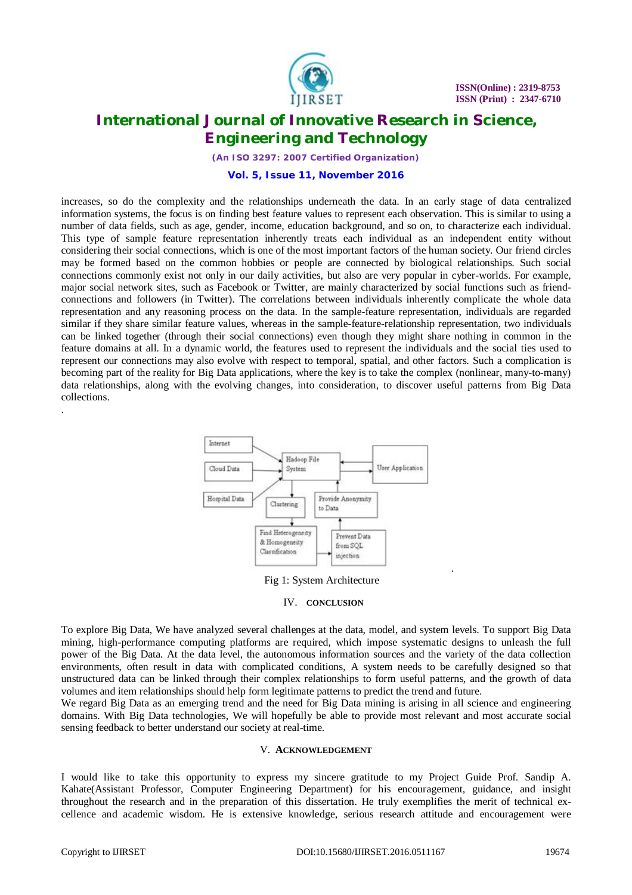increases, so do the complexity and the relationships underneath the data. In an early stage of data centralized information systems, the focus is on finding best feature values to represent each observation. This is similar to using a number of data fields, such as age, gender, income, education background, and so on, to characterize each individual. This type of sample feature representation inherently treats each individual as an independent entity without considering their social connections, which is one of the most important factors of the human society. Our friend circles may be formed based on the common hobbies or people are connected by biological relationships. Such social connections commonly exist not only in our daily activities, but also are very popular in cyber-worlds. For example, major social network sites, such as Facebook or Twitter, are mainly characterized by social functions such as friend-connections and followers (in Twitter). The correlations between individuals inherently complicate the whole data representation and any reasoning process on the data. In the sample-feature representation, individuals are regarded similar if they share similar feature values, whereas in the sample-feature-relationship representation, two individuals can be linked together (through their social connections) even though they might share nothing in common in the feature domains at all. In a dynamic world, the features used to represent the individuals and the social ties used to represent our connections may also evolve with respect to temporal, spatial, and other factors. Such a complication is becoming part of the reality for Big Data applications, where the key is to take the complex (nonlinear, many-to-many) data relationships, along with the evolving changes, into consideration, to discover useful patterns from Big Data collections.

Internet
Cloud Data
Hospital Data
Hadoop File System
User Application
Clustering
Provide Anonymity to Data
Find Heterogeneity & Homogeneity Classification
Prevent Data from SQL injection

Fig 1: System Architecture

## IV. CONCLUSION

To explore Big Data, We have analyzed several challenges at the data, model, and system levels. To support Big Data mining, high-performance computing platforms are required, which impose systematic designs to unleash the full power of the Big Data. At the data level, the autonomous information sources and the variety of the data collection environments, often result in data with complicated conditions, A system needs to be carefully designed so that unstructured data can be linked through their complex relationships to form useful patterns, and the growth of data volumes and item relationships should help form legitimate patterns to predict the trend and future.

We regard Big Data as an emerging trend and the need for Big Data mining is arising in all science and engineering domains. With Big Data technologies, We will hopefully be able to provide most relevant and most accurate social sensing feedback to better understand our society at real-time.

## V. ACKNOWLEDGEMENT

I would like to take this opportunity to express my sincere gratitude to my Project Guide Prof. Sandip A. Kahate(Assistant Professor, Computer Engineering Department) for his encouragement, guidance, and insight throughout the research and in the preparation of this dissertation. He truly exemplifies the merit of technical ex-cellence and academic wisdom. He is extensive knowledge, serious research attitude and encouragement were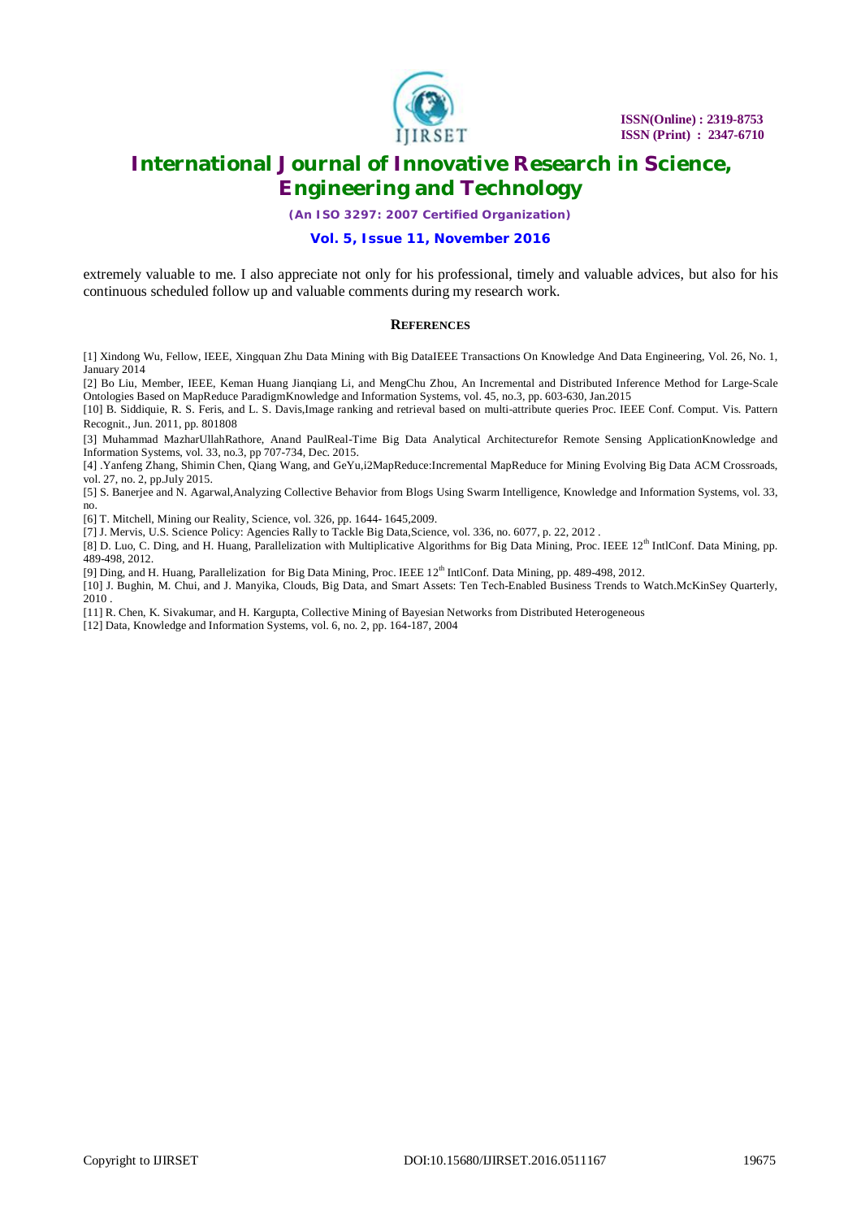extremely valuable to me. I also appreciate not only for his professional, timely and valuable advices, but also for his continuous scheduled follow up and valuable comments during my research work.

## REFERENCES

[1] Xindong Wu, Fellow, IEEE, Xingquan Zhu Data Mining with Big DataIEEE Transactions On Knowledge And Data Engineering, Vol. 26, No. 1, January 2014

[2] Bo Liu, Member, IEEE, Keman Huang Jianqiang Li, and MengChu Zhou, An Incremental and Distributed Inference Method for Large-Scale Ontologies Based on MapReduce ParadigmKnowledge and Information Systems, vol. 45, no.3, pp. 603-630, Jan.2015

[10] B. Siddiquie, R. S. Feris, and L. S. Davis,Image ranking and retrieval based on multi-attribute queries Proc. IEEE Conf. Comput. Vis. Pattern Recognit., Jun. 2011, pp. 801808

[3] Muhammad MazharUllahRathore, Anand PaulReal-Time Big Data Analytical Architecturefor Remote Sensing ApplicationKnowledge and Information Systems, vol. 33, no.3, pp 707-734, Dec. 2015.

[4] .Yanfeng Zhang, Shimin Chen, Qiang Wang, and GeYu,i2MapReduce:Incremental MapReduce for Mining Evolving Big Data ACM Crossroads, vol. 27, no. 2, pp.July 2015.

[5] S. Banerjee and N. Agarwal,Analyzing Collective Behavior from Blogs Using Swarm Intelligence, Knowledge and Information Systems, vol. 33, no.

[6] T. Mitchell, Mining our Reality, Science, vol. 326, pp. 1644- 1645,2009.

[7] J. Mervis, U.S. Science Policy: Agencies Rally to Tackle Big Data,Science, vol. 336, no. 6077, p. 22, 2012 .

[8] D. Luo, C. Ding, and H. Huang, Parallelization with Multiplicative Algorithms for Big Data Mining, Proc. IEEE 12th IntlConf. Data Mining, pp. 489-498, 2012.

[9] Ding, and H. Huang, Parallelization for Big Data Mining, Proc. IEEE 12th IntlConf. Data Mining, pp. 489-498, 2012.

[10] J. Bughin, M. Chui, and J. Manyika, Clouds, Big Data, and Smart Assets: Ten Tech-Enabled Business Trends to Watch.McKinSey Quarterly, 2010 .

[11] R. Chen, K. Sivakumar, and H. Kargupta, Collective Mining of Bayesian Networks from Distributed Heterogeneous

[12] Data, Knowledge and Information Systems, vol. 6, no. 2, pp. 164-187, 2004